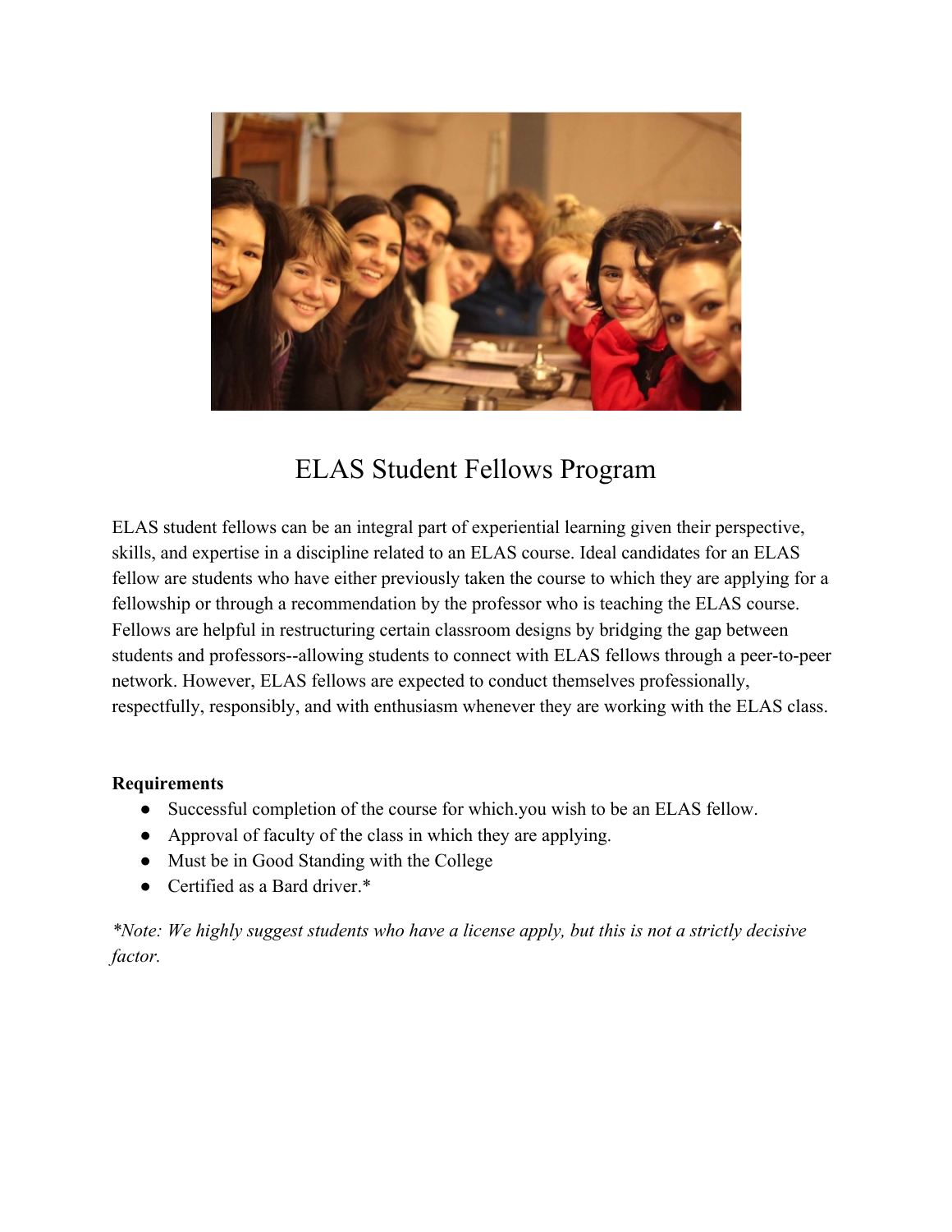# ELAS Student Fellows Program

ELAS student fellows can be an integral part of experiential learning given their perspective, skills, and expertise in a discipline related to an ELAS course. Ideal candidates for an ELAS fellow are students who have either previously taken the course to which they are applying for a fellowship or through a recommendation by the professor who is teaching the ELAS course. Fellows are helpful in restructuring certain classroom designs by bridging the gap between students and professors--allowing students to connect with ELAS fellows through a peer-to-peer network. However, ELAS fellows are expected to conduct themselves professionally, respectfully, responsibly, and with enthusiasm whenever they are working with the ELAS class.

**Requirements**

- Successful completion of the course for which.you wish to be an ELAS fellow.
- Approval of faculty of the class in which they are applying.
- Must be in Good Standing with the College
- Certified as a Bard driver.*

*\*Note: We highly suggest students who have a license apply, but this is not a strictly decisive factor.*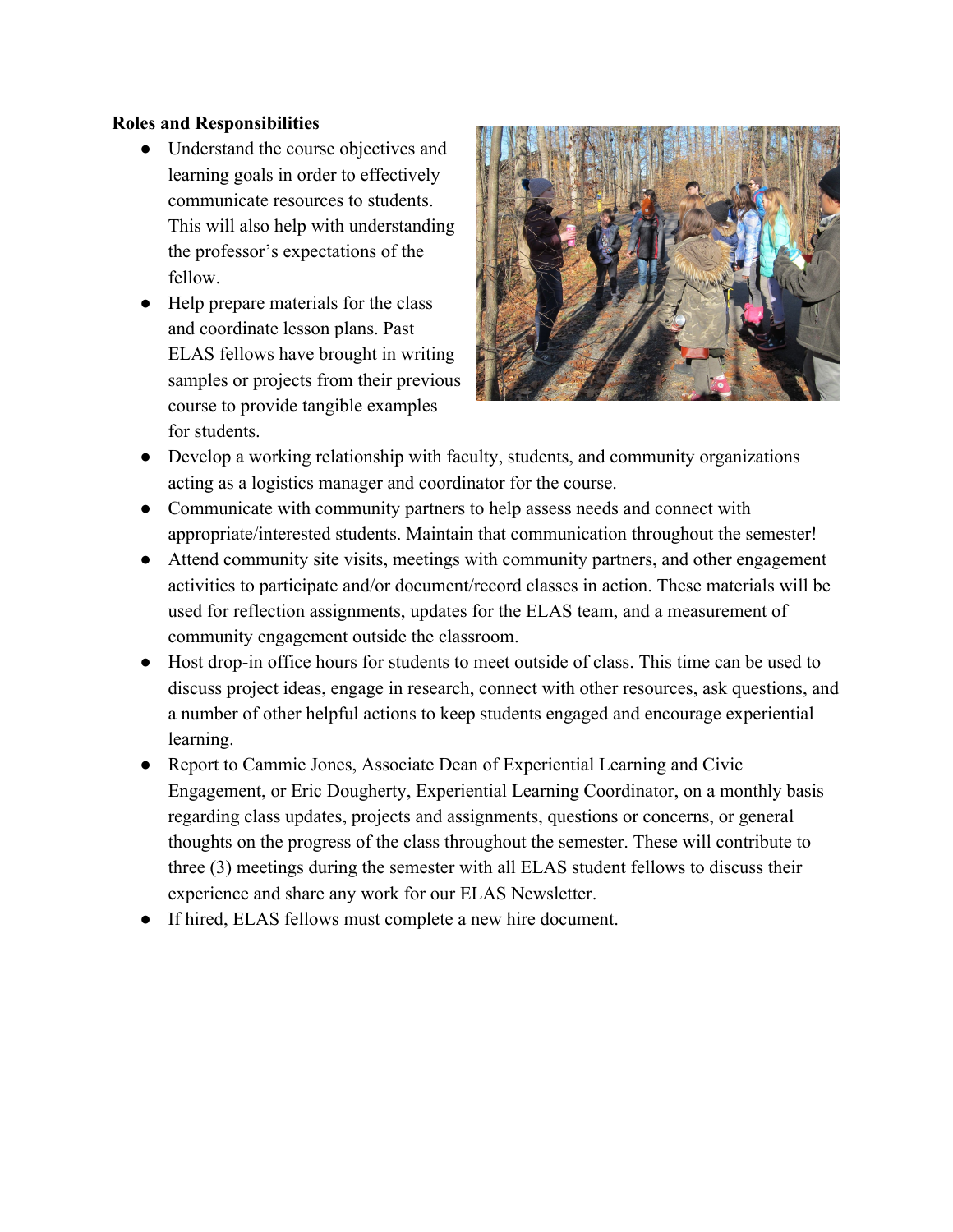**Roles and Responsibilities**

- Understand the course objectives and learning goals in order to effectively communicate resources to students. This will also help with understanding the professor's expectations of the fellow.
- Help prepare materials for the class and coordinate lesson plans. Past ELAS fellows have brought in writing samples or projects from their previous course to provide tangible examples for students.
- Develop a working relationship with faculty, students, and community organizations acting as a logistics manager and coordinator for the course.
- Communicate with community partners to help assess needs and connect with appropriate/interested students. Maintain that communication throughout the semester!
- Attend community site visits, meetings with community partners, and other engagement activities to participate and/or document/record classes in action. These materials will be used for reflection assignments, updates for the ELAS team, and a measurement of community engagement outside the classroom.
- Host drop-in office hours for students to meet outside of class. This time can be used to discuss project ideas, engage in research, connect with other resources, ask questions, and a number of other helpful actions to keep students engaged and encourage experiential learning.
- Report to Cammie Jones, Associate Dean of Experiential Learning and Civic Engagement, or Eric Dougherty, Experiential Learning Coordinator, on a monthly basis regarding class updates, projects and assignments, questions or concerns, or general thoughts on the progress of the class throughout the semester. These will contribute to three (3) meetings during the semester with all ELAS student fellows to discuss their experience and share any work for our ELAS Newsletter.
- If hired, ELAS fellows must complete a new hire document.